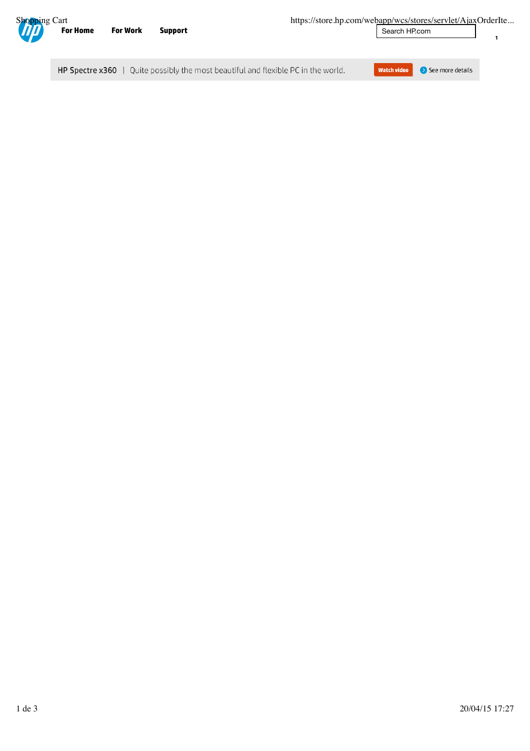For Home For Work Support

Search HP.com

1

HP Spectre x360 | Quite possibly the most beautiful and flexible PC in the world. Watch video See more details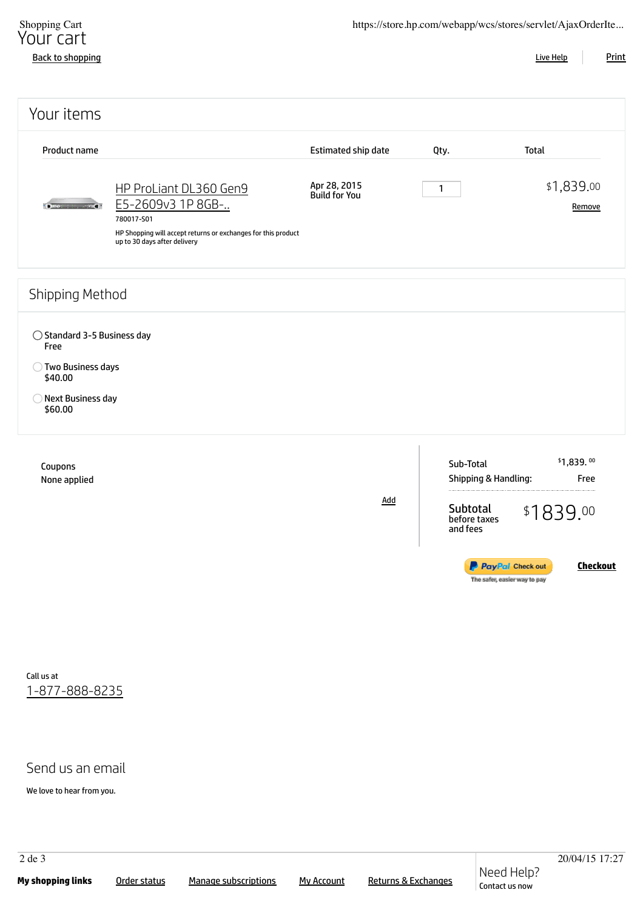Shopping Cart

# Your cart

Back to shopping

Live Help | Print

## Your items

| Product name | Estimated ship date | Qty. | Total |
|---|---|---|---|
| HP ProLiant DL360 Gen9 E5-2609v3 1P 8GB-..<br>780017-S01<br>HP Shopping will accept returns or exchanges for this product up to 30 days after delivery | Apr 28, 2015<br>Build for You | 1 | $1,839.00<br>Remove |

## Shipping Method

- Standard 3-5 Business day
  Free
- Two Business days
  $40.00
- Next Business day
  $60.00

Coupons
None applied

Add

| | |
|---|---|
| Sub-Total | $1,839.00 |
| Shipping & Handling: | Free |
| **Subtotal** before taxes and fees | $1839.00 |

PayPal Check out — The safer, easier way to pay

**Checkout**

Call us at
1-877-888-8235

## Send us an email

We love to hear from you.

**My shopping links** | Order status | Manage subscriptions | My Account | Returns & Exchanges

Need Help?
Contact us now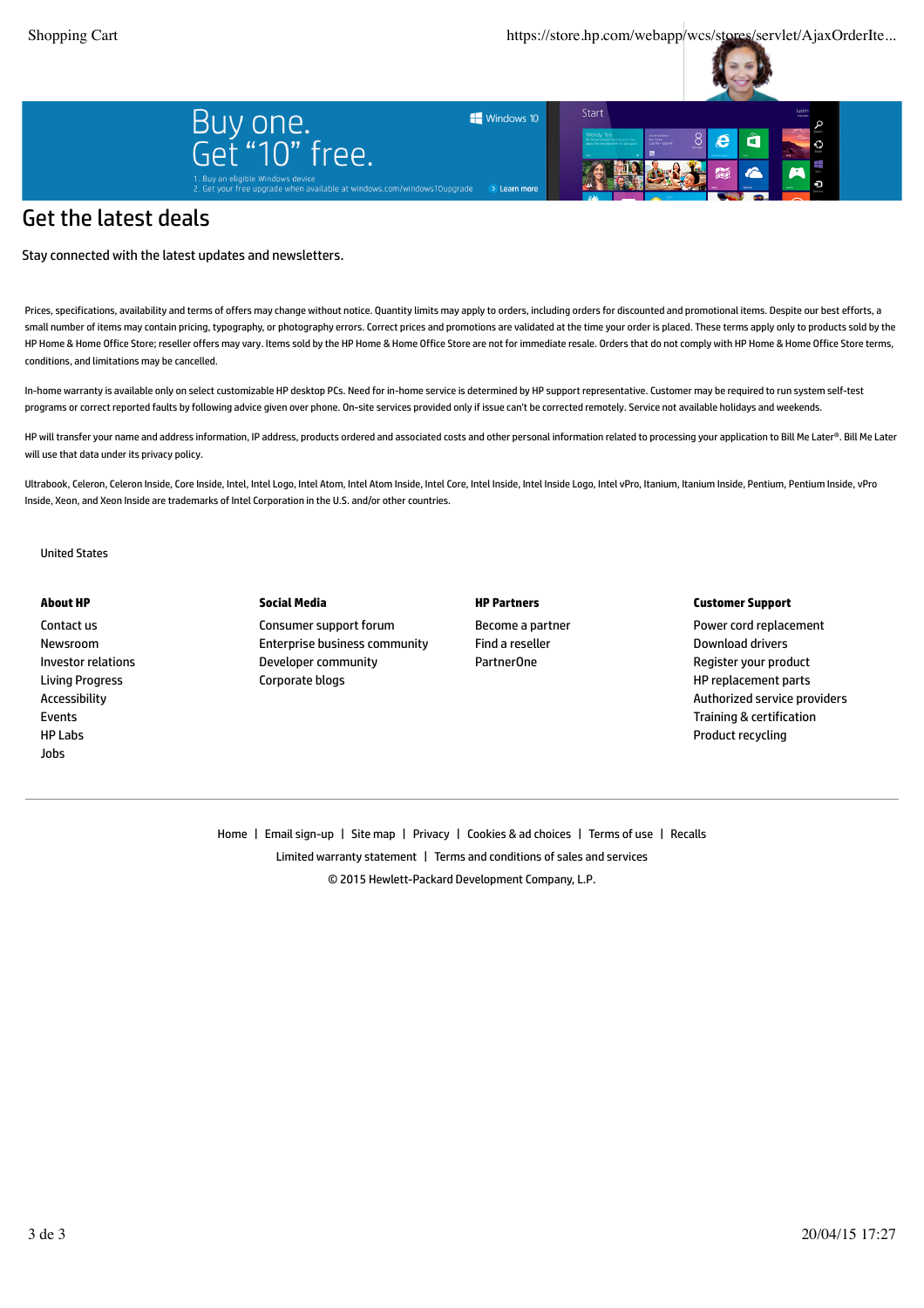Buy one.
Get "10" free.

1. Buy an eligible Windows device
2. Get your free upgrade when available at windows.com/windows10upgrade

Windows 10

Learn more

## Get the latest deals

Stay connected with the latest updates and newsletters.

Prices, specifications, availability and terms of offers may change without notice. Quantity limits may apply to orders, including orders for discounted and promotional items. Despite our best efforts, a small number of items may contain pricing, typography, or photography errors. Correct prices and promotions are validated at the time your order is placed. These terms apply only to products sold by the HP Home & Home Office Store; reseller offers may vary. Items sold by the HP Home & Home Office Store are not for immediate resale. Orders that do not comply with HP Home & Home Office Store terms, conditions, and limitations may be cancelled.

In-home warranty is available only on select customizable HP desktop PCs. Need for in-home service is determined by HP support representative. Customer may be required to run system self-test programs or correct reported faults by following advice given over phone. On-site services provided only if issue can't be corrected remotely. Service not available holidays and weekends.

HP will transfer your name and address information, IP address, products ordered and associated costs and other personal information related to processing your application to Bill Me Later®. Bill Me Later will use that data under its privacy policy.

Ultrabook, Celeron, Celeron Inside, Core Inside, Intel, Intel Logo, Intel Atom, Intel Atom Inside, Intel Core, Intel Inside, Intel Inside Logo, Intel vPro, Itanium, Itanium Inside, Pentium, Pentium Inside, vPro Inside, Xeon, and Xeon Inside are trademarks of Intel Corporation in the U.S. and/or other countries.

United States

**About HP**

- Contact us
- Newsroom
- Investor relations
- Living Progress
- Accessibility
- Events
- HP Labs
- Jobs

**Social Media**

- Consumer support forum
- Enterprise business community
- Developer community
- Corporate blogs

**HP Partners**

- Become a partner
- Find a reseller
- PartnerOne

**Customer Support**

- Power cord replacement
- Download drivers
- Register your product
- HP replacement parts
- Authorized service providers
- Training & certification
- Product recycling

---

Home | Email sign-up | Site map | Privacy | Cookies & ad choices | Terms of use | Recalls

Limited warranty statement | Terms and conditions of sales and services

© 2015 Hewlett-Packard Development Company, L.P.